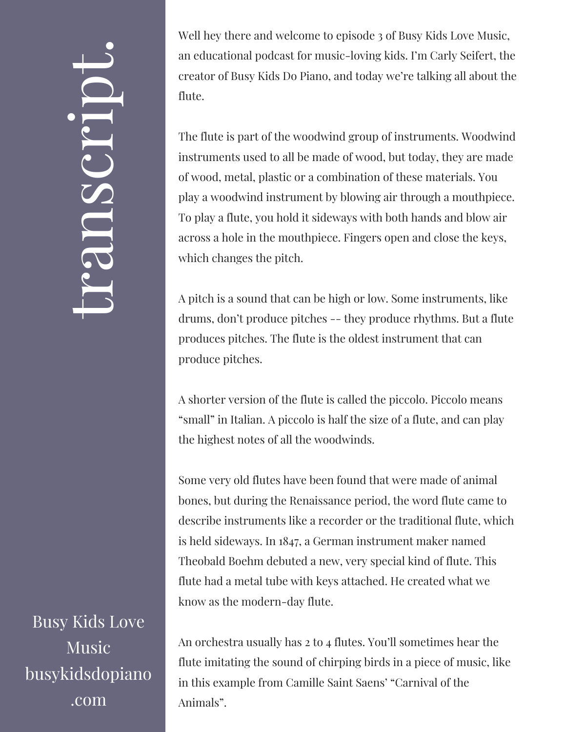# transcript.

Busy Kids Love Music
busykidsdopiano.com

Well hey there and welcome to episode 3 of Busy Kids Love Music, an educational podcast for music-loving kids. I'm Carly Seifert, the creator of Busy Kids Do Piano, and today we're talking all about the flute.

The flute is part of the woodwind group of instruments. Woodwind instruments used to all be made of wood, but today, they are made of wood, metal, plastic or a combination of these materials. You play a woodwind instrument by blowing air through a mouthpiece. To play a flute, you hold it sideways with both hands and blow air across a hole in the mouthpiece. Fingers open and close the keys, which changes the pitch.

A pitch is a sound that can be high or low. Some instruments, like drums, don't produce pitches -- they produce rhythms. But a flute produces pitches. The flute is the oldest instrument that can produce pitches.

A shorter version of the flute is called the piccolo. Piccolo means "small" in Italian. A piccolo is half the size of a flute, and can play the highest notes of all the woodwinds.

Some very old flutes have been found that were made of animal bones, but during the Renaissance period, the word flute came to describe instruments like a recorder or the traditional flute, which is held sideways. In 1847, a German instrument maker named Theobald Boehm debuted a new, very special kind of flute. This flute had a metal tube with keys attached. He created what we know as the modern-day flute.

An orchestra usually has 2 to 4 flutes. You'll sometimes hear the flute imitating the sound of chirping birds in a piece of music, like in this example from Camille Saint Saens' "Carnival of the Animals".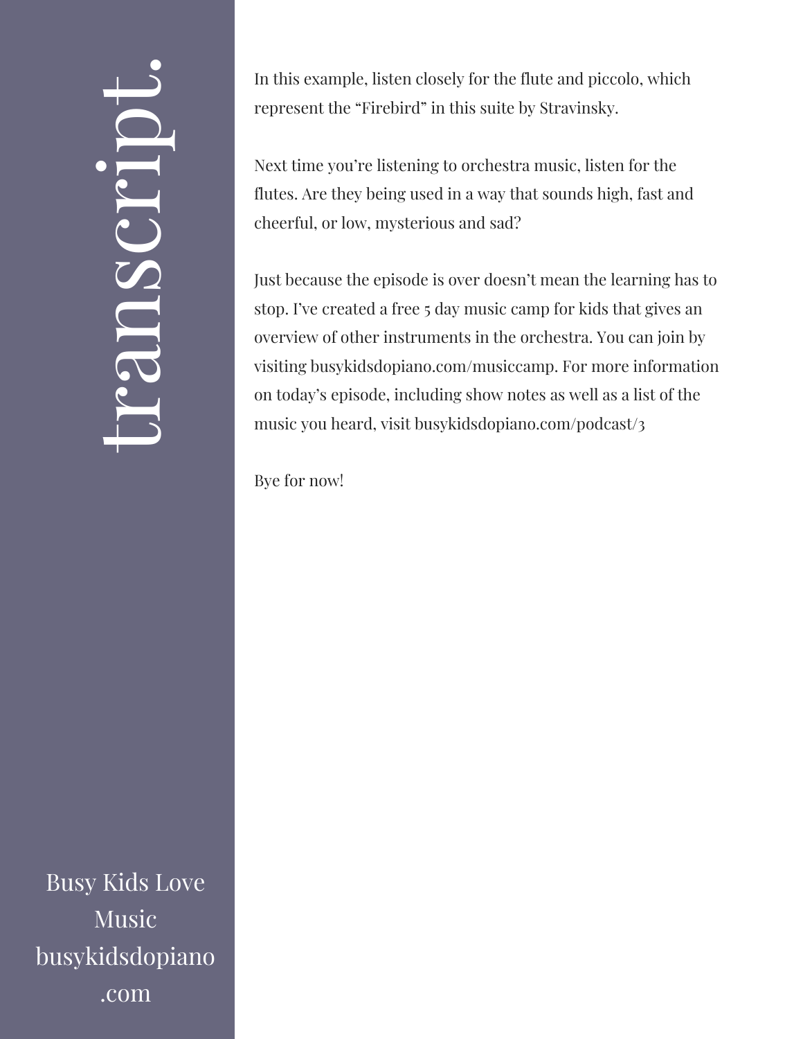In this example, listen closely for the flute and piccolo, which represent the "Firebird" in this suite by Stravinsky.

Next time you're listening to orchestra music, listen for the flutes. Are they being used in a way that sounds high, fast and cheerful, or low, mysterious and sad?

Just because the episode is over doesn't mean the learning has to stop. I've created a free 5 day music camp for kids that gives an overview of other instruments in the orchestra. You can join by visiting busykidsdopiano.com/musiccamp. For more information on today's episode, including show notes as well as a list of the music you heard, visit busykidsdopiano.com/podcast/3

Bye for now!